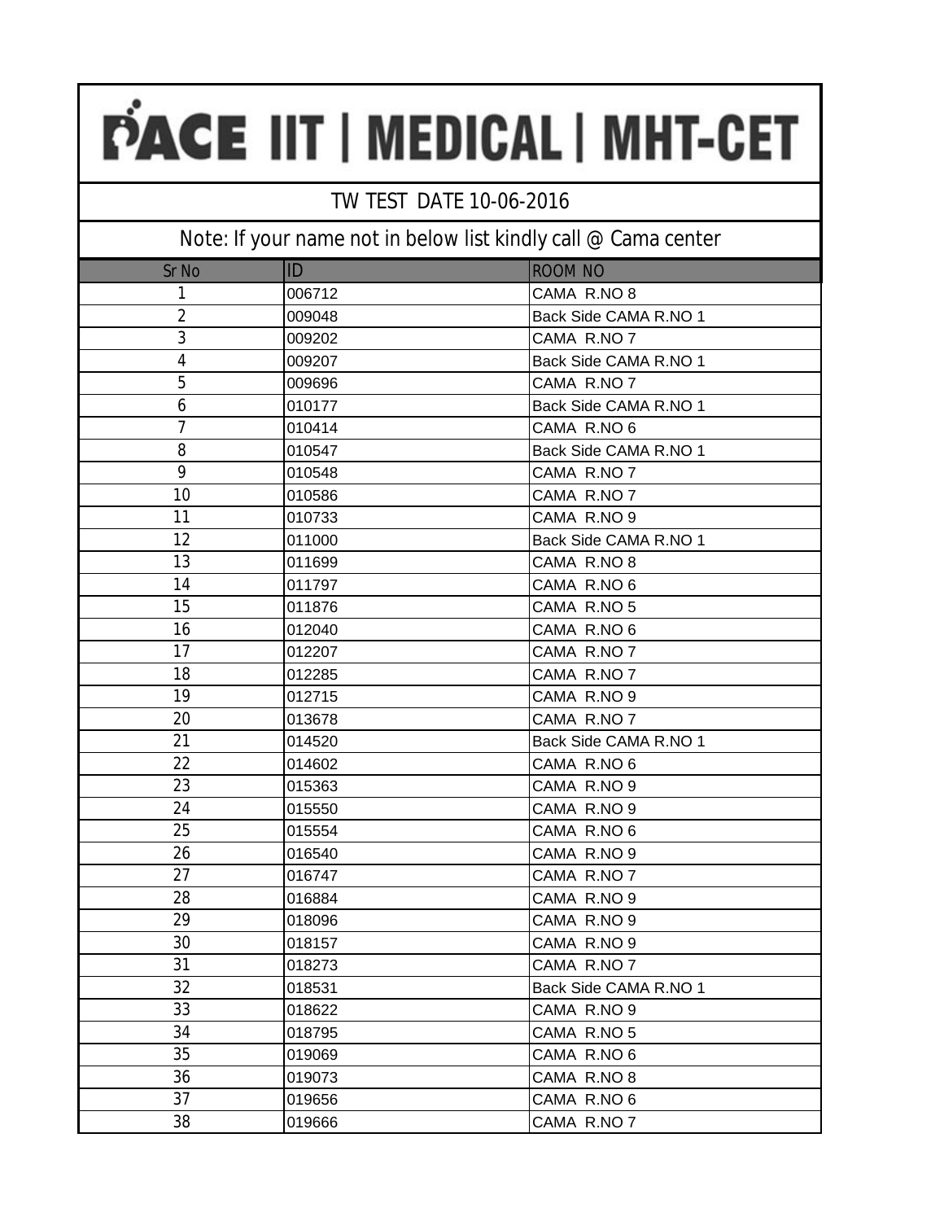# PACE IIT | MEDICAL | MHT-CET

## TW TEST DATE 10-06-2016

Note: If your name not in below list kindly call @ Cama center

| Sr No | ID | ROOM NO |
|---|---|---|
| 1 | 006712 | CAMA R.NO 8 |
| 2 | 009048 | Back Side CAMA R.NO 1 |
| 3 | 009202 | CAMA R.NO 7 |
| 4 | 009207 | Back Side CAMA R.NO 1 |
| 5 | 009696 | CAMA R.NO 7 |
| 6 | 010177 | Back Side CAMA R.NO 1 |
| 7 | 010414 | CAMA R.NO 6 |
| 8 | 010547 | Back Side CAMA R.NO 1 |
| 9 | 010548 | CAMA R.NO 7 |
| 10 | 010586 | CAMA R.NO 7 |
| 11 | 010733 | CAMA R.NO 9 |
| 12 | 011000 | Back Side CAMA R.NO 1 |
| 13 | 011699 | CAMA R.NO 8 |
| 14 | 011797 | CAMA R.NO 6 |
| 15 | 011876 | CAMA R.NO 5 |
| 16 | 012040 | CAMA R.NO 6 |
| 17 | 012207 | CAMA R.NO 7 |
| 18 | 012285 | CAMA R.NO 7 |
| 19 | 012715 | CAMA R.NO 9 |
| 20 | 013678 | CAMA R.NO 7 |
| 21 | 014520 | Back Side CAMA R.NO 1 |
| 22 | 014602 | CAMA R.NO 6 |
| 23 | 015363 | CAMA R.NO 9 |
| 24 | 015550 | CAMA R.NO 9 |
| 25 | 015554 | CAMA R.NO 6 |
| 26 | 016540 | CAMA R.NO 9 |
| 27 | 016747 | CAMA R.NO 7 |
| 28 | 016884 | CAMA R.NO 9 |
| 29 | 018096 | CAMA R.NO 9 |
| 30 | 018157 | CAMA R.NO 9 |
| 31 | 018273 | CAMA R.NO 7 |
| 32 | 018531 | Back Side CAMA R.NO 1 |
| 33 | 018622 | CAMA R.NO 9 |
| 34 | 018795 | CAMA R.NO 5 |
| 35 | 019069 | CAMA R.NO 6 |
| 36 | 019073 | CAMA R.NO 8 |
| 37 | 019656 | CAMA R.NO 6 |
| 38 | 019666 | CAMA R.NO 7 |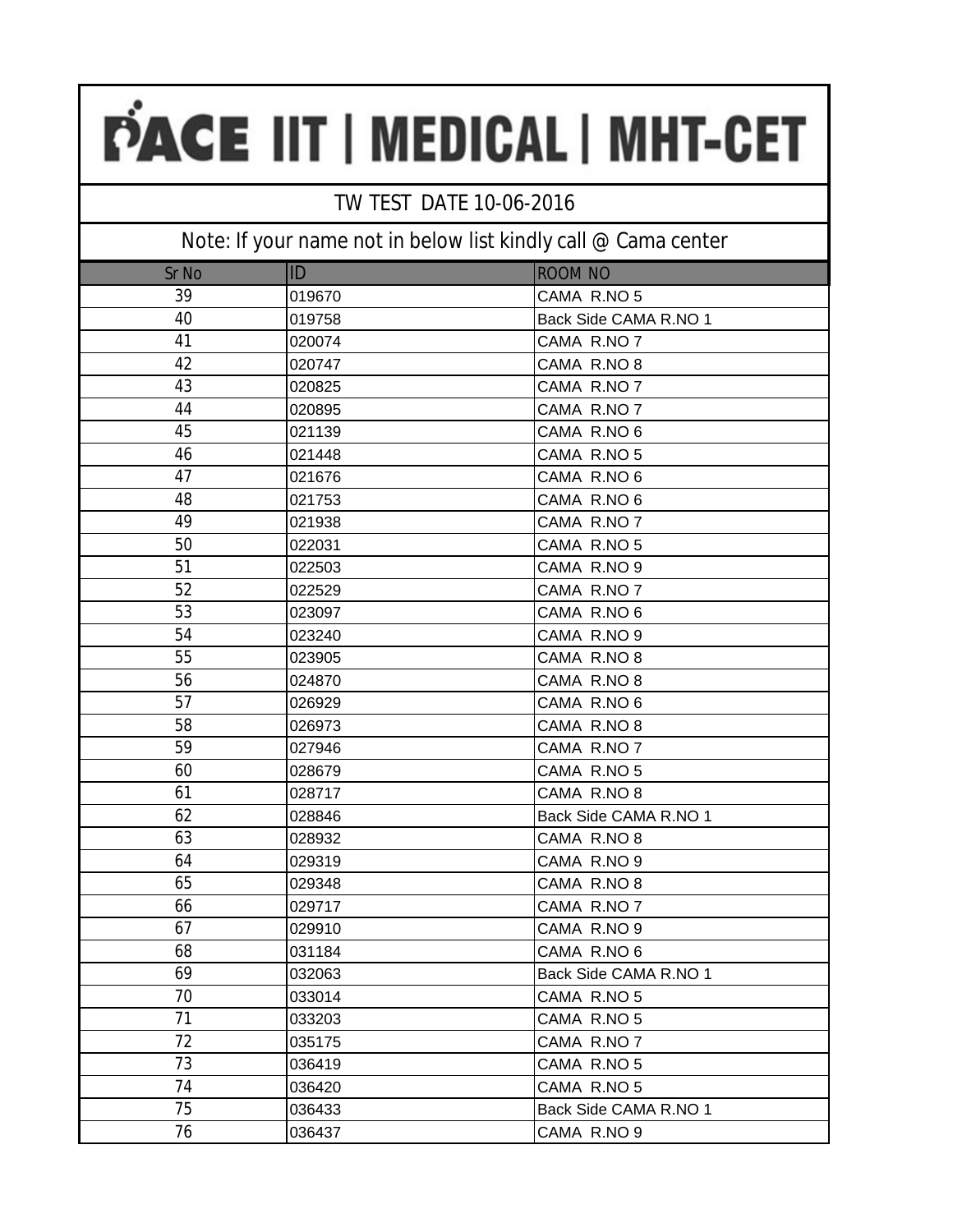# PACE IIT | MEDICAL | MHT-CET

## TW TEST DATE 10-06-2016

Note: If your name not in below list kindly call @ Cama center

| Sr No | ID | ROOM NO |
|---|---|---|
| 39 | 019670 | CAMA R.NO 5 |
| 40 | 019758 | Back Side CAMA R.NO 1 |
| 41 | 020074 | CAMA R.NO 7 |
| 42 | 020747 | CAMA R.NO 8 |
| 43 | 020825 | CAMA R.NO 7 |
| 44 | 020895 | CAMA R.NO 7 |
| 45 | 021139 | CAMA R.NO 6 |
| 46 | 021448 | CAMA R.NO 5 |
| 47 | 021676 | CAMA R.NO 6 |
| 48 | 021753 | CAMA R.NO 6 |
| 49 | 021938 | CAMA R.NO 7 |
| 50 | 022031 | CAMA R.NO 5 |
| 51 | 022503 | CAMA R.NO 9 |
| 52 | 022529 | CAMA R.NO 7 |
| 53 | 023097 | CAMA R.NO 6 |
| 54 | 023240 | CAMA R.NO 9 |
| 55 | 023905 | CAMA R.NO 8 |
| 56 | 024870 | CAMA R.NO 8 |
| 57 | 026929 | CAMA R.NO 6 |
| 58 | 026973 | CAMA R.NO 8 |
| 59 | 027946 | CAMA R.NO 7 |
| 60 | 028679 | CAMA R.NO 5 |
| 61 | 028717 | CAMA R.NO 8 |
| 62 | 028846 | Back Side CAMA R.NO 1 |
| 63 | 028932 | CAMA R.NO 8 |
| 64 | 029319 | CAMA R.NO 9 |
| 65 | 029348 | CAMA R.NO 8 |
| 66 | 029717 | CAMA R.NO 7 |
| 67 | 029910 | CAMA R.NO 9 |
| 68 | 031184 | CAMA R.NO 6 |
| 69 | 032063 | Back Side CAMA R.NO 1 |
| 70 | 033014 | CAMA R.NO 5 |
| 71 | 033203 | CAMA R.NO 5 |
| 72 | 035175 | CAMA R.NO 7 |
| 73 | 036419 | CAMA R.NO 5 |
| 74 | 036420 | CAMA R.NO 5 |
| 75 | 036433 | Back Side CAMA R.NO 1 |
| 76 | 036437 | CAMA R.NO 9 |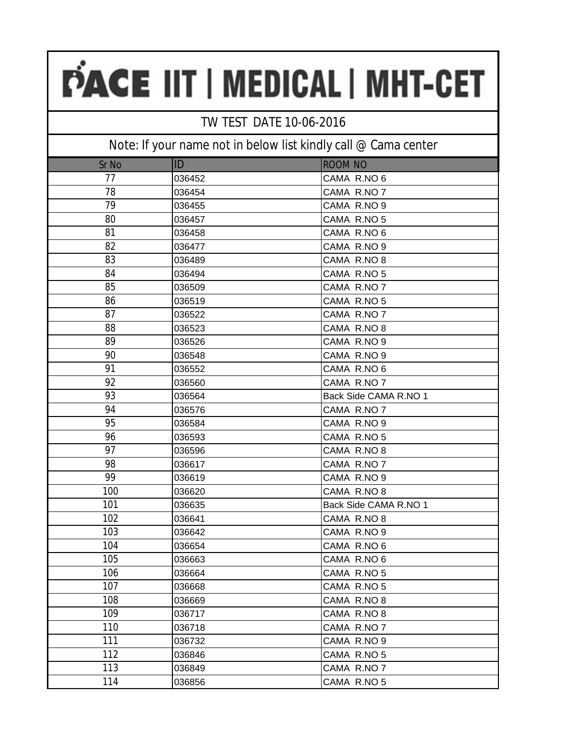# PACE IIT | MEDICAL | MHT-CET

## TW TEST DATE 10-06-2016

Note: If your name not in below list kindly call @ Cama center

| Sr No | ID | ROOM NO |
|---|---|---|
| 77 | 036452 | CAMA R.NO 6 |
| 78 | 036454 | CAMA R.NO 7 |
| 79 | 036455 | CAMA R.NO 9 |
| 80 | 036457 | CAMA R.NO 5 |
| 81 | 036458 | CAMA R.NO 6 |
| 82 | 036477 | CAMA R.NO 9 |
| 83 | 036489 | CAMA R.NO 8 |
| 84 | 036494 | CAMA R.NO 5 |
| 85 | 036509 | CAMA R.NO 7 |
| 86 | 036519 | CAMA R.NO 5 |
| 87 | 036522 | CAMA R.NO 7 |
| 88 | 036523 | CAMA R.NO 8 |
| 89 | 036526 | CAMA R.NO 9 |
| 90 | 036548 | CAMA R.NO 9 |
| 91 | 036552 | CAMA R.NO 6 |
| 92 | 036560 | CAMA R.NO 7 |
| 93 | 036564 | Back Side CAMA R.NO 1 |
| 94 | 036576 | CAMA R.NO 7 |
| 95 | 036584 | CAMA R.NO 9 |
| 96 | 036593 | CAMA R.NO 5 |
| 97 | 036596 | CAMA R.NO 8 |
| 98 | 036617 | CAMA R.NO 7 |
| 99 | 036619 | CAMA R.NO 9 |
| 100 | 036620 | CAMA R.NO 8 |
| 101 | 036635 | Back Side CAMA R.NO 1 |
| 102 | 036641 | CAMA R.NO 8 |
| 103 | 036642 | CAMA R.NO 9 |
| 104 | 036654 | CAMA R.NO 6 |
| 105 | 036663 | CAMA R.NO 6 |
| 106 | 036664 | CAMA R.NO 5 |
| 107 | 036668 | CAMA R.NO 5 |
| 108 | 036669 | CAMA R.NO 8 |
| 109 | 036717 | CAMA R.NO 8 |
| 110 | 036718 | CAMA R.NO 7 |
| 111 | 036732 | CAMA R.NO 9 |
| 112 | 036846 | CAMA R.NO 5 |
| 113 | 036849 | CAMA R.NO 7 |
| 114 | 036856 | CAMA R.NO 5 |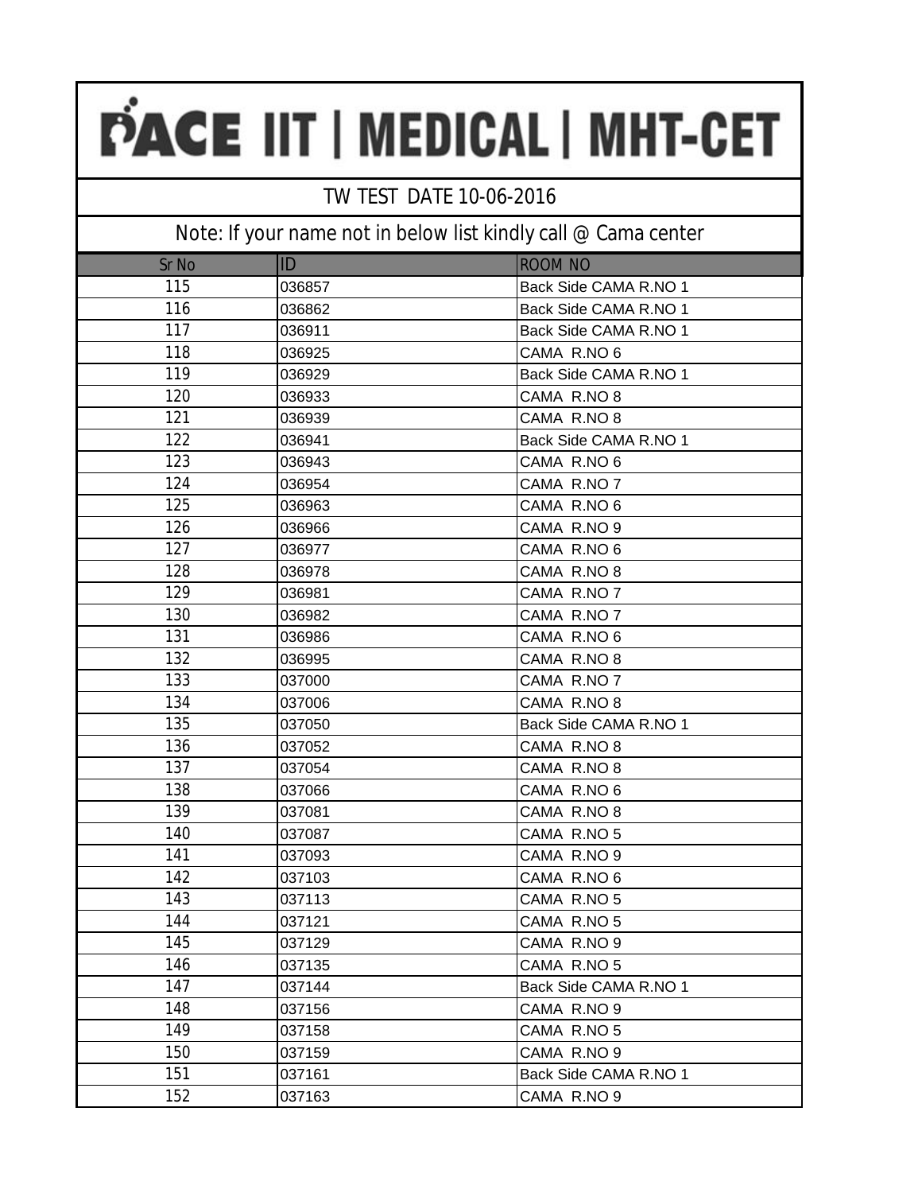# PACE IIT | MEDICAL | MHT-CET

## TW TEST DATE 10-06-2016

Note: If your name not in below list kindly call @ Cama center

| Sr No | ID | ROOM NO |
|---|---|---|
| 115 | 036857 | Back Side CAMA R.NO 1 |
| 116 | 036862 | Back Side CAMA R.NO 1 |
| 117 | 036911 | Back Side CAMA R.NO 1 |
| 118 | 036925 | CAMA R.NO 6 |
| 119 | 036929 | Back Side CAMA R.NO 1 |
| 120 | 036933 | CAMA R.NO 8 |
| 121 | 036939 | CAMA R.NO 8 |
| 122 | 036941 | Back Side CAMA R.NO 1 |
| 123 | 036943 | CAMA R.NO 6 |
| 124 | 036954 | CAMA R.NO 7 |
| 125 | 036963 | CAMA R.NO 6 |
| 126 | 036966 | CAMA R.NO 9 |
| 127 | 036977 | CAMA R.NO 6 |
| 128 | 036978 | CAMA R.NO 8 |
| 129 | 036981 | CAMA R.NO 7 |
| 130 | 036982 | CAMA R.NO 7 |
| 131 | 036986 | CAMA R.NO 6 |
| 132 | 036995 | CAMA R.NO 8 |
| 133 | 037000 | CAMA R.NO 7 |
| 134 | 037006 | CAMA R.NO 8 |
| 135 | 037050 | Back Side CAMA R.NO 1 |
| 136 | 037052 | CAMA R.NO 8 |
| 137 | 037054 | CAMA R.NO 8 |
| 138 | 037066 | CAMA R.NO 6 |
| 139 | 037081 | CAMA R.NO 8 |
| 140 | 037087 | CAMA R.NO 5 |
| 141 | 037093 | CAMA R.NO 9 |
| 142 | 037103 | CAMA R.NO 6 |
| 143 | 037113 | CAMA R.NO 5 |
| 144 | 037121 | CAMA R.NO 5 |
| 145 | 037129 | CAMA R.NO 9 |
| 146 | 037135 | CAMA R.NO 5 |
| 147 | 037144 | Back Side CAMA R.NO 1 |
| 148 | 037156 | CAMA R.NO 9 |
| 149 | 037158 | CAMA R.NO 5 |
| 150 | 037159 | CAMA R.NO 9 |
| 151 | 037161 | Back Side CAMA R.NO 1 |
| 152 | 037163 | CAMA R.NO 9 |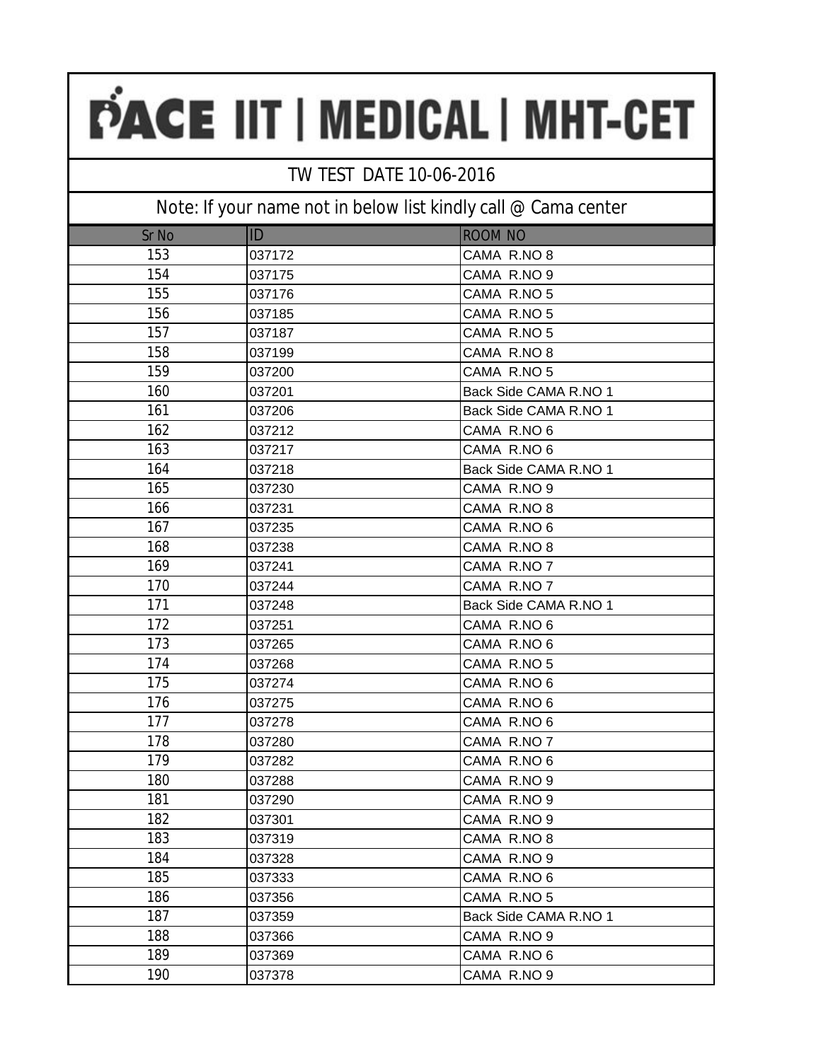# PACE IIT | MEDICAL | MHT-CET

## TW TEST DATE 10-06-2016

Note: If your name not in below list kindly call @ Cama center

| Sr No | ID | ROOM NO |
|---|---|---|
| 153 | 037172 | CAMA R.NO 8 |
| 154 | 037175 | CAMA R.NO 9 |
| 155 | 037176 | CAMA R.NO 5 |
| 156 | 037185 | CAMA R.NO 5 |
| 157 | 037187 | CAMA R.NO 5 |
| 158 | 037199 | CAMA R.NO 8 |
| 159 | 037200 | CAMA R.NO 5 |
| 160 | 037201 | Back Side CAMA R.NO 1 |
| 161 | 037206 | Back Side CAMA R.NO 1 |
| 162 | 037212 | CAMA R.NO 6 |
| 163 | 037217 | CAMA R.NO 6 |
| 164 | 037218 | Back Side CAMA R.NO 1 |
| 165 | 037230 | CAMA R.NO 9 |
| 166 | 037231 | CAMA R.NO 8 |
| 167 | 037235 | CAMA R.NO 6 |
| 168 | 037238 | CAMA R.NO 8 |
| 169 | 037241 | CAMA R.NO 7 |
| 170 | 037244 | CAMA R.NO 7 |
| 171 | 037248 | Back Side CAMA R.NO 1 |
| 172 | 037251 | CAMA R.NO 6 |
| 173 | 037265 | CAMA R.NO 6 |
| 174 | 037268 | CAMA R.NO 5 |
| 175 | 037274 | CAMA R.NO 6 |
| 176 | 037275 | CAMA R.NO 6 |
| 177 | 037278 | CAMA R.NO 6 |
| 178 | 037280 | CAMA R.NO 7 |
| 179 | 037282 | CAMA R.NO 6 |
| 180 | 037288 | CAMA R.NO 9 |
| 181 | 037290 | CAMA R.NO 9 |
| 182 | 037301 | CAMA R.NO 9 |
| 183 | 037319 | CAMA R.NO 8 |
| 184 | 037328 | CAMA R.NO 9 |
| 185 | 037333 | CAMA R.NO 6 |
| 186 | 037356 | CAMA R.NO 5 |
| 187 | 037359 | Back Side CAMA R.NO 1 |
| 188 | 037366 | CAMA R.NO 9 |
| 189 | 037369 | CAMA R.NO 6 |
| 190 | 037378 | CAMA R.NO 9 |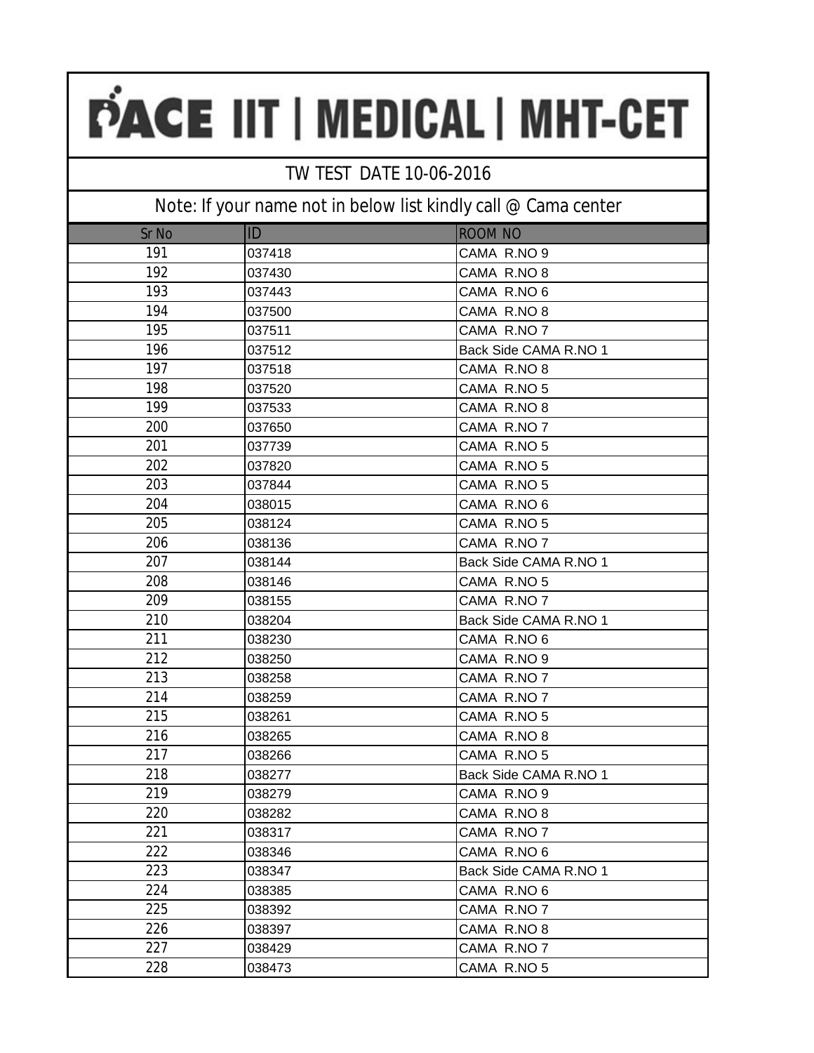# PACE IIT | MEDICAL | MHT-CET

## TW TEST DATE 10-06-2016

Note: If your name not in below list kindly call @ Cama center

| Sr No | ID | ROOM NO |
|---|---|---|
| 191 | 037418 | CAMA R.NO 9 |
| 192 | 037430 | CAMA R.NO 8 |
| 193 | 037443 | CAMA R.NO 6 |
| 194 | 037500 | CAMA R.NO 8 |
| 195 | 037511 | CAMA R.NO 7 |
| 196 | 037512 | Back Side CAMA R.NO 1 |
| 197 | 037518 | CAMA R.NO 8 |
| 198 | 037520 | CAMA R.NO 5 |
| 199 | 037533 | CAMA R.NO 8 |
| 200 | 037650 | CAMA R.NO 7 |
| 201 | 037739 | CAMA R.NO 5 |
| 202 | 037820 | CAMA R.NO 5 |
| 203 | 037844 | CAMA R.NO 5 |
| 204 | 038015 | CAMA R.NO 6 |
| 205 | 038124 | CAMA R.NO 5 |
| 206 | 038136 | CAMA R.NO 7 |
| 207 | 038144 | Back Side CAMA R.NO 1 |
| 208 | 038146 | CAMA R.NO 5 |
| 209 | 038155 | CAMA R.NO 7 |
| 210 | 038204 | Back Side CAMA R.NO 1 |
| 211 | 038230 | CAMA R.NO 6 |
| 212 | 038250 | CAMA R.NO 9 |
| 213 | 038258 | CAMA R.NO 7 |
| 214 | 038259 | CAMA R.NO 7 |
| 215 | 038261 | CAMA R.NO 5 |
| 216 | 038265 | CAMA R.NO 8 |
| 217 | 038266 | CAMA R.NO 5 |
| 218 | 038277 | Back Side CAMA R.NO 1 |
| 219 | 038279 | CAMA R.NO 9 |
| 220 | 038282 | CAMA R.NO 8 |
| 221 | 038317 | CAMA R.NO 7 |
| 222 | 038346 | CAMA R.NO 6 |
| 223 | 038347 | Back Side CAMA R.NO 1 |
| 224 | 038385 | CAMA R.NO 6 |
| 225 | 038392 | CAMA R.NO 7 |
| 226 | 038397 | CAMA R.NO 8 |
| 227 | 038429 | CAMA R.NO 7 |
| 228 | 038473 | CAMA R.NO 5 |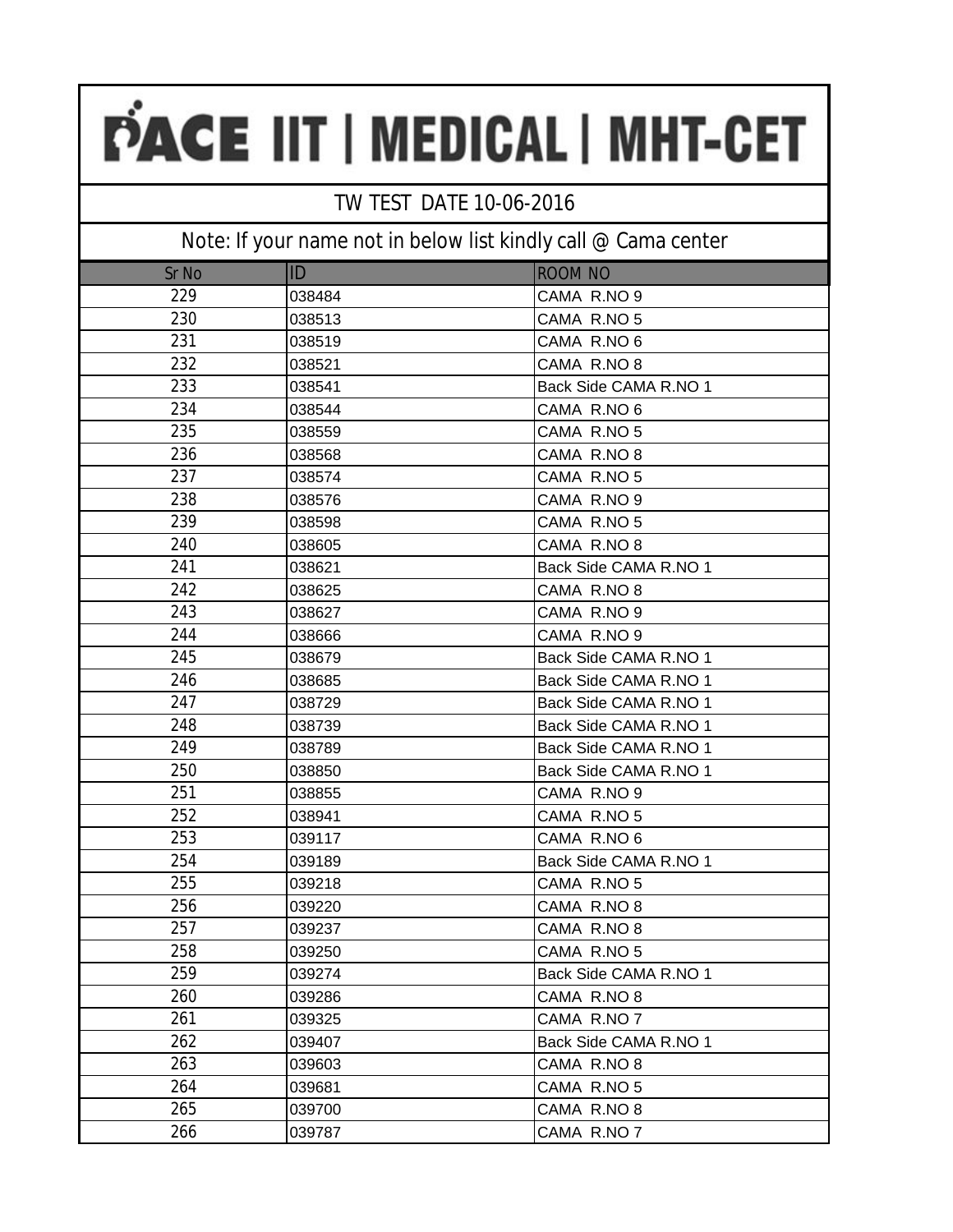# PACE IIT | MEDICAL | MHT-CET

## TW TEST DATE 10-06-2016

Note: If your name not in below list kindly call @ Cama center

| Sr No | ID | ROOM NO |
|---|---|---|
| 229 | 038484 | CAMA R.NO 9 |
| 230 | 038513 | CAMA R.NO 5 |
| 231 | 038519 | CAMA R.NO 6 |
| 232 | 038521 | CAMA R.NO 8 |
| 233 | 038541 | Back Side CAMA R.NO 1 |
| 234 | 038544 | CAMA R.NO 6 |
| 235 | 038559 | CAMA R.NO 5 |
| 236 | 038568 | CAMA R.NO 8 |
| 237 | 038574 | CAMA R.NO 5 |
| 238 | 038576 | CAMA R.NO 9 |
| 239 | 038598 | CAMA R.NO 5 |
| 240 | 038605 | CAMA R.NO 8 |
| 241 | 038621 | Back Side CAMA R.NO 1 |
| 242 | 038625 | CAMA R.NO 8 |
| 243 | 038627 | CAMA R.NO 9 |
| 244 | 038666 | CAMA R.NO 9 |
| 245 | 038679 | Back Side CAMA R.NO 1 |
| 246 | 038685 | Back Side CAMA R.NO 1 |
| 247 | 038729 | Back Side CAMA R.NO 1 |
| 248 | 038739 | Back Side CAMA R.NO 1 |
| 249 | 038789 | Back Side CAMA R.NO 1 |
| 250 | 038850 | Back Side CAMA R.NO 1 |
| 251 | 038855 | CAMA R.NO 9 |
| 252 | 038941 | CAMA R.NO 5 |
| 253 | 039117 | CAMA R.NO 6 |
| 254 | 039189 | Back Side CAMA R.NO 1 |
| 255 | 039218 | CAMA R.NO 5 |
| 256 | 039220 | CAMA R.NO 8 |
| 257 | 039237 | CAMA R.NO 8 |
| 258 | 039250 | CAMA R.NO 5 |
| 259 | 039274 | Back Side CAMA R.NO 1 |
| 260 | 039286 | CAMA R.NO 8 |
| 261 | 039325 | CAMA R.NO 7 |
| 262 | 039407 | Back Side CAMA R.NO 1 |
| 263 | 039603 | CAMA R.NO 8 |
| 264 | 039681 | CAMA R.NO 5 |
| 265 | 039700 | CAMA R.NO 8 |
| 266 | 039787 | CAMA R.NO 7 |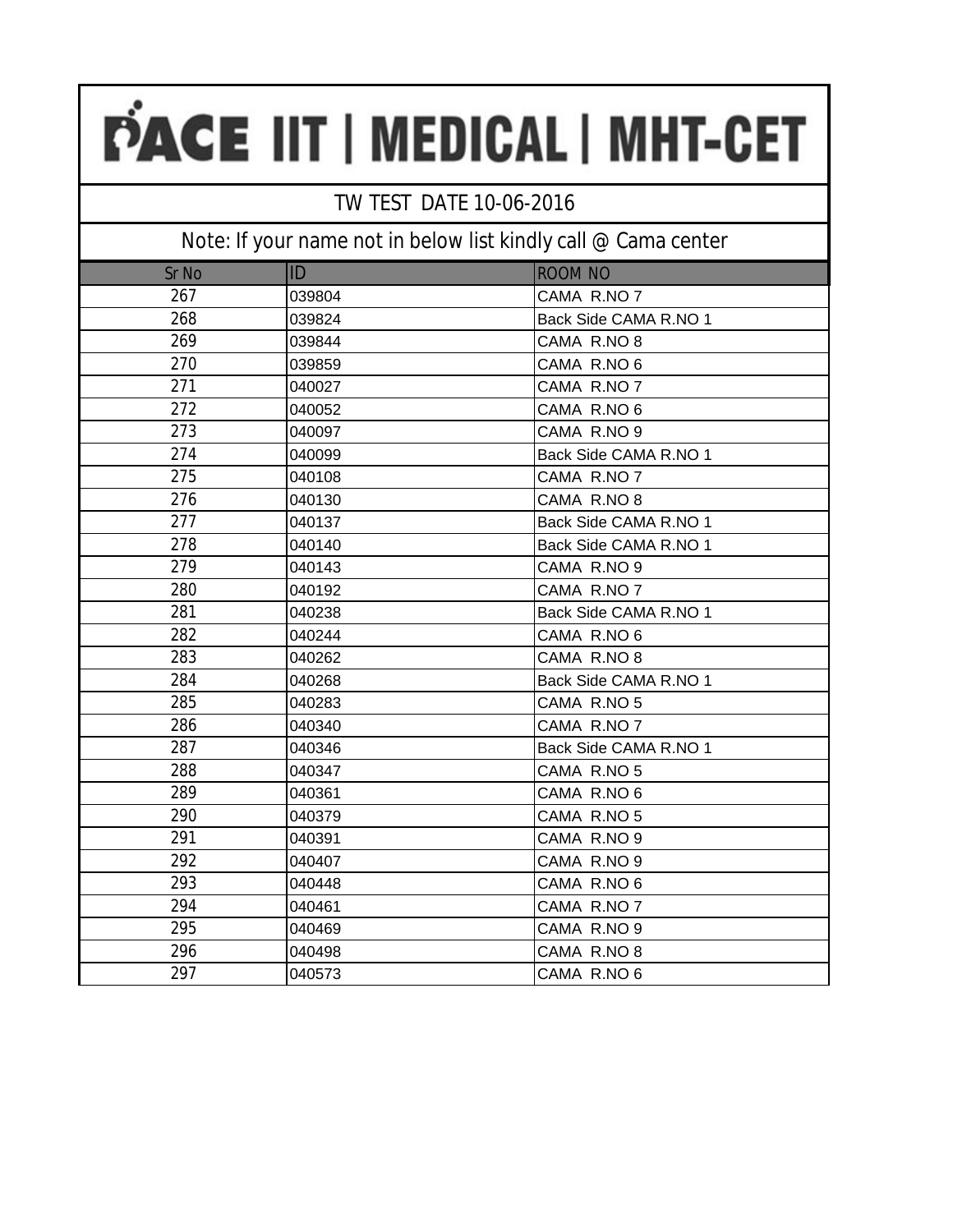# PACE IIT | MEDICAL | MHT-CET

## TW TEST DATE 10-06-2016

Note: If your name not in below list kindly call @ Cama center

| Sr No | ID | ROOM NO |
|---|---|---|
| 267 | 039804 | CAMA R.NO 7 |
| 268 | 039824 | Back Side CAMA R.NO 1 |
| 269 | 039844 | CAMA R.NO 8 |
| 270 | 039859 | CAMA R.NO 6 |
| 271 | 040027 | CAMA R.NO 7 |
| 272 | 040052 | CAMA R.NO 6 |
| 273 | 040097 | CAMA R.NO 9 |
| 274 | 040099 | Back Side CAMA R.NO 1 |
| 275 | 040108 | CAMA R.NO 7 |
| 276 | 040130 | CAMA R.NO 8 |
| 277 | 040137 | Back Side CAMA R.NO 1 |
| 278 | 040140 | Back Side CAMA R.NO 1 |
| 279 | 040143 | CAMA R.NO 9 |
| 280 | 040192 | CAMA R.NO 7 |
| 281 | 040238 | Back Side CAMA R.NO 1 |
| 282 | 040244 | CAMA R.NO 6 |
| 283 | 040262 | CAMA R.NO 8 |
| 284 | 040268 | Back Side CAMA R.NO 1 |
| 285 | 040283 | CAMA R.NO 5 |
| 286 | 040340 | CAMA R.NO 7 |
| 287 | 040346 | Back Side CAMA R.NO 1 |
| 288 | 040347 | CAMA R.NO 5 |
| 289 | 040361 | CAMA R.NO 6 |
| 290 | 040379 | CAMA R.NO 5 |
| 291 | 040391 | CAMA R.NO 9 |
| 292 | 040407 | CAMA R.NO 9 |
| 293 | 040448 | CAMA R.NO 6 |
| 294 | 040461 | CAMA R.NO 7 |
| 295 | 040469 | CAMA R.NO 9 |
| 296 | 040498 | CAMA R.NO 8 |
| 297 | 040573 | CAMA R.NO 6 |